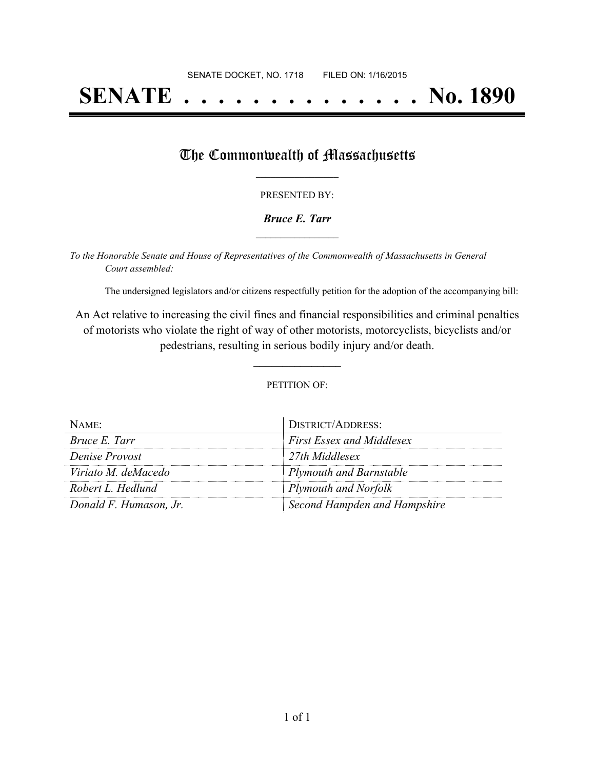SENATE DOCKET, NO. 1718        FILED ON: 1/16/2015

# SENATE . . . . . . . . . . . . . . No. 1890

## The Commonwealth of Massachusetts

PRESENTED BY:

***Bruce E. Tarr***

*To the Honorable Senate and House of Representatives of the Commonwealth of Massachusetts in General Court assembled:*

The undersigned legislators and/or citizens respectfully petition for the adoption of the accompanying bill:

An Act relative to increasing the civil fines and financial responsibilities and criminal penalties of motorists who violate the right of way of other motorists, motorcyclists, bicyclists and/or pedestrians, resulting in serious bodily injury and/or death.

PETITION OF:

| NAME: | DISTRICT/ADDRESS: |
| --- | --- |
| *Bruce E. Tarr* | *First Essex and Middlesex* |
| *Denise Provost* | *27th Middlesex* |
| *Viriato M. deMacedo* | *Plymouth and Barnstable* |
| *Robert L. Hedlund* | *Plymouth and Norfolk* |
| *Donald F. Humason, Jr.* | *Second Hampden and Hampshire* |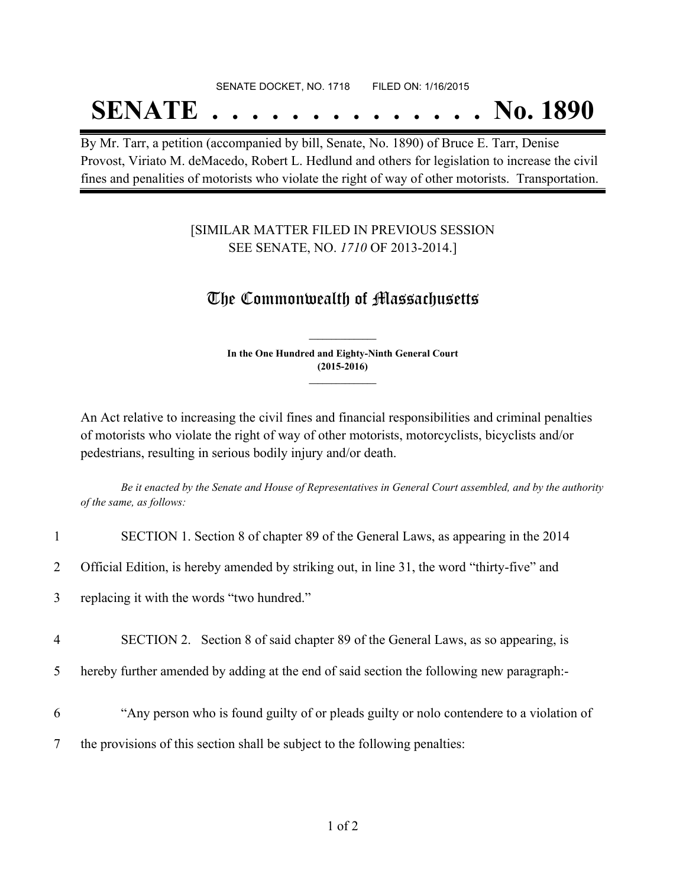SENATE DOCKET, NO. 1718        FILED ON: 1/16/2015

# SENATE . . . . . . . . . . . . . . No. 1890

By Mr. Tarr, a petition (accompanied by bill, Senate, No. 1890) of Bruce E. Tarr, Denise Provost, Viriato M. deMacedo, Robert L. Hedlund and others for legislation to increase the civil fines and penalities of motorists who violate the right of way of other motorists. Transportation.

[SIMILAR MATTER FILED IN PREVIOUS SESSION
SEE SENATE, NO. *1710* OF 2013-2014.]

## The Commonwealth of Massachusetts

**In the One Hundred and Eighty-Ninth General Court
(2015-2016)**

An Act relative to increasing the civil fines and financial responsibilities and criminal penalties of motorists who violate the right of way of other motorists, motorcyclists, bicyclists and/or pedestrians, resulting in serious bodily injury and/or death.

*Be it enacted by the Senate and House of Representatives in General Court assembled, and by the authority of the same, as follows:*

1 SECTION 1. Section 8 of chapter 89 of the General Laws, as appearing in the 2014
2 Official Edition, is hereby amended by striking out, in line 31, the word "thirty-five" and
3 replacing it with the words "two hundred."

4 SECTION 2. Section 8 of said chapter 89 of the General Laws, as so appearing, is
5 hereby further amended by adding at the end of said section the following new paragraph:-

6 "Any person who is found guilty of or pleads guilty or nolo contendere to a violation of
7 the provisions of this section shall be subject to the following penalties: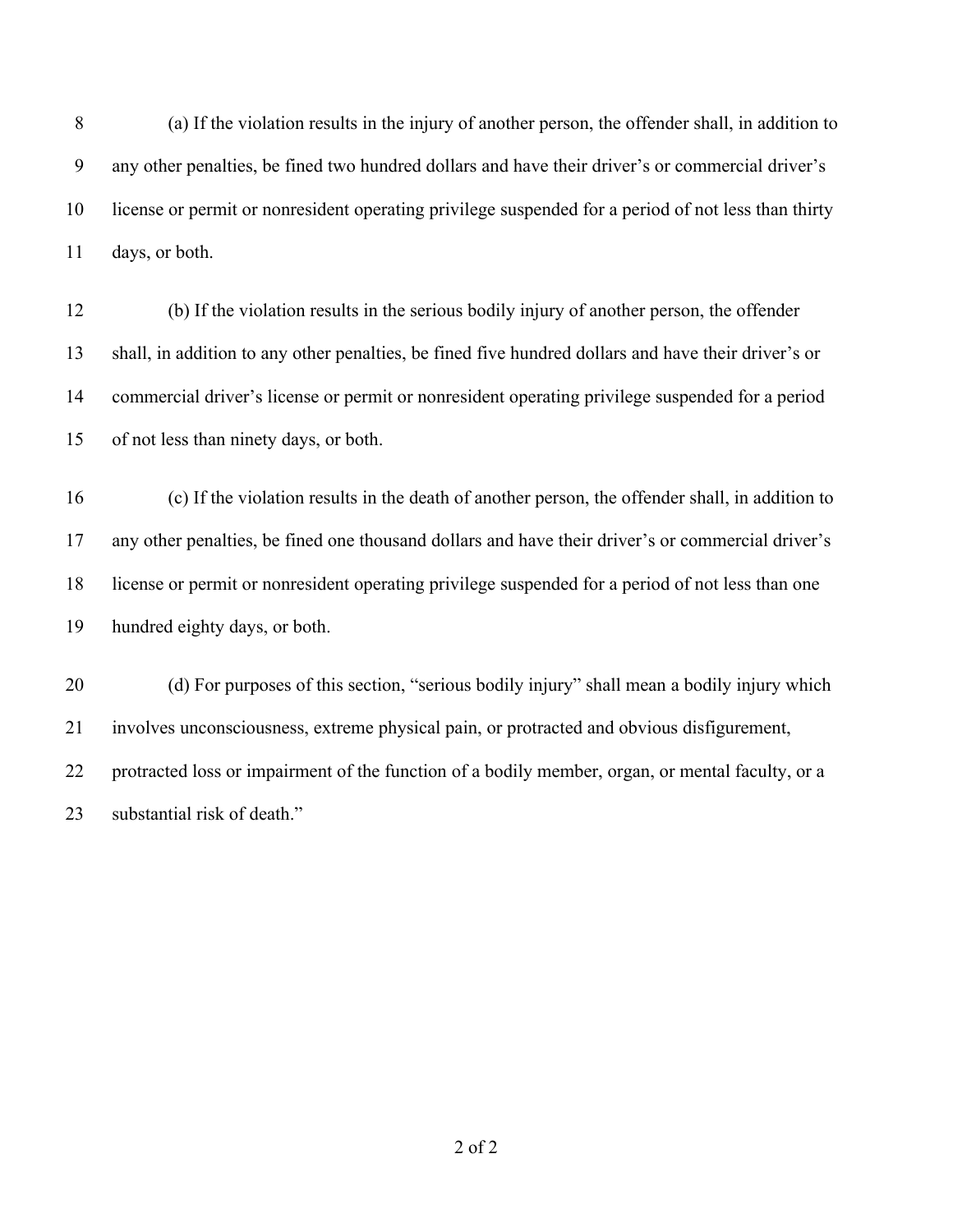(a) If the violation results in the injury of another person, the offender shall, in addition to any other penalties, be fined two hundred dollars and have their driver's or commercial driver's license or permit or nonresident operating privilege suspended for a period of not less than thirty days, or both.

(b) If the violation results in the serious bodily injury of another person, the offender shall, in addition to any other penalties, be fined five hundred dollars and have their driver's or commercial driver's license or permit or nonresident operating privilege suspended for a period of not less than ninety days, or both.

(c) If the violation results in the death of another person, the offender shall, in addition to any other penalties, be fined one thousand dollars and have their driver's or commercial driver's license or permit or nonresident operating privilege suspended for a period of not less than one hundred eighty days, or both.

(d) For purposes of this section, "serious bodily injury" shall mean a bodily injury which involves unconsciousness, extreme physical pain, or protracted and obvious disfigurement, protracted loss or impairment of the function of a bodily member, organ, or mental faculty, or a substantial risk of death."